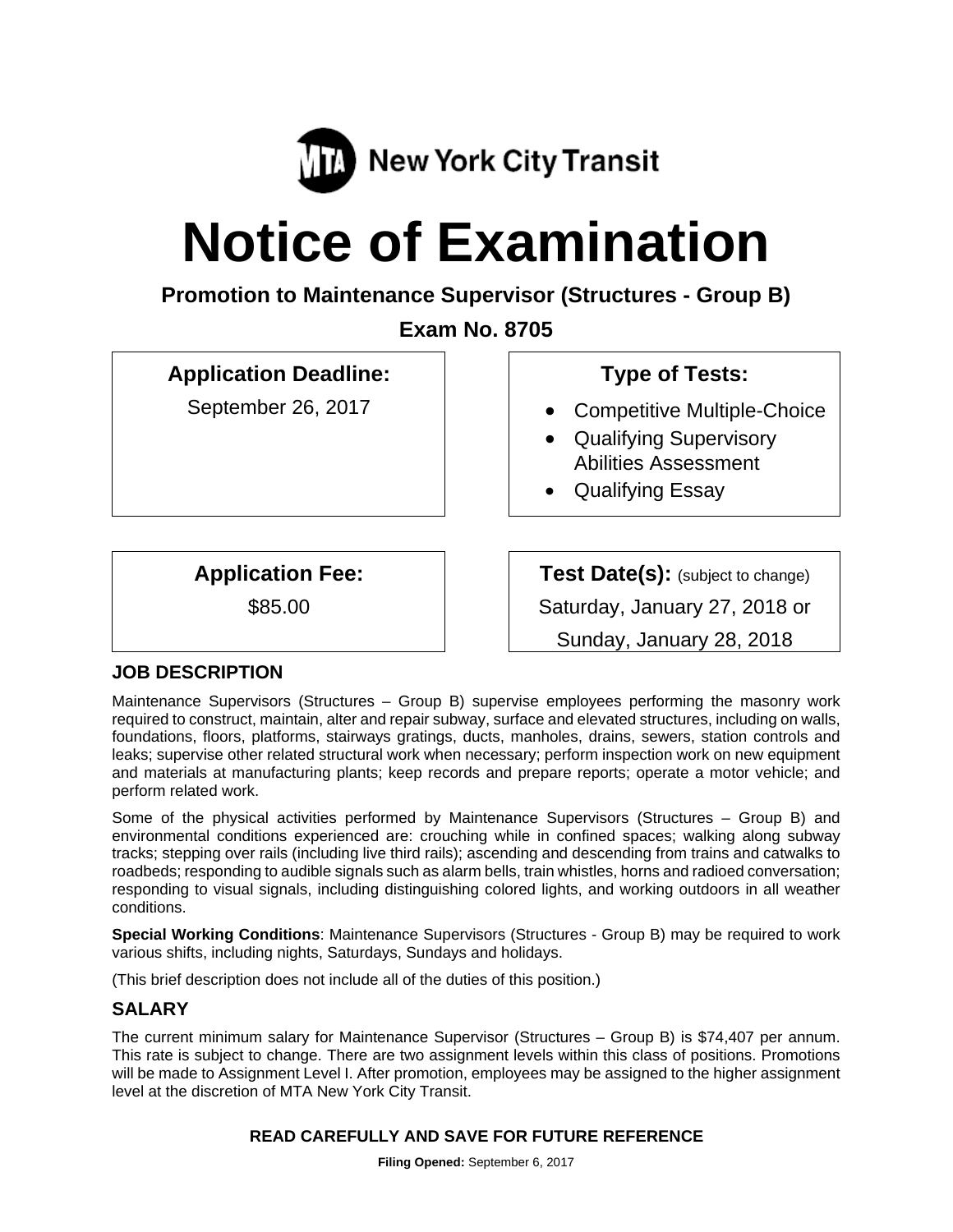New York City Transit

# Notice of Examination

## Promotion to Maintenance Supervisor (Structures - Group B)

## Exam No. 8705

**Application Deadline:**

September 26, 2017

**Type of Tests:**

- Competitive Multiple-Choice
- Qualifying Supervisory Abilities Assessment
- Qualifying Essay

**Application Fee:**

$85.00

**Test Date(s):** (subject to change)

Saturday, January 27, 2018 or

Sunday, January 28, 2018

### JOB DESCRIPTION

Maintenance Supervisors (Structures – Group B) supervise employees performing the masonry work required to construct, maintain, alter and repair subway, surface and elevated structures, including on walls, foundations, floors, platforms, stairways gratings, ducts, manholes, drains, sewers, station controls and leaks; supervise other related structural work when necessary; perform inspection work on new equipment and materials at manufacturing plants; keep records and prepare reports; operate a motor vehicle; and perform related work.

Some of the physical activities performed by Maintenance Supervisors (Structures – Group B) and environmental conditions experienced are: crouching while in confined spaces; walking along subway tracks; stepping over rails (including live third rails); ascending and descending from trains and catwalks to roadbeds; responding to audible signals such as alarm bells, train whistles, horns and radioed conversation; responding to visual signals, including distinguishing colored lights, and working outdoors in all weather conditions.

**Special Working Conditions**: Maintenance Supervisors (Structures - Group B) may be required to work various shifts, including nights, Saturdays, Sundays and holidays.

(This brief description does not include all of the duties of this position.)

### SALARY

The current minimum salary for Maintenance Supervisor (Structures – Group B) is $74,407 per annum. This rate is subject to change. There are two assignment levels within this class of positions. Promotions will be made to Assignment Level I. After promotion, employees may be assigned to the higher assignment level at the discretion of MTA New York City Transit.

**READ CAREFULLY AND SAVE FOR FUTURE REFERENCE**

**Filing Opened:** September 6, 2017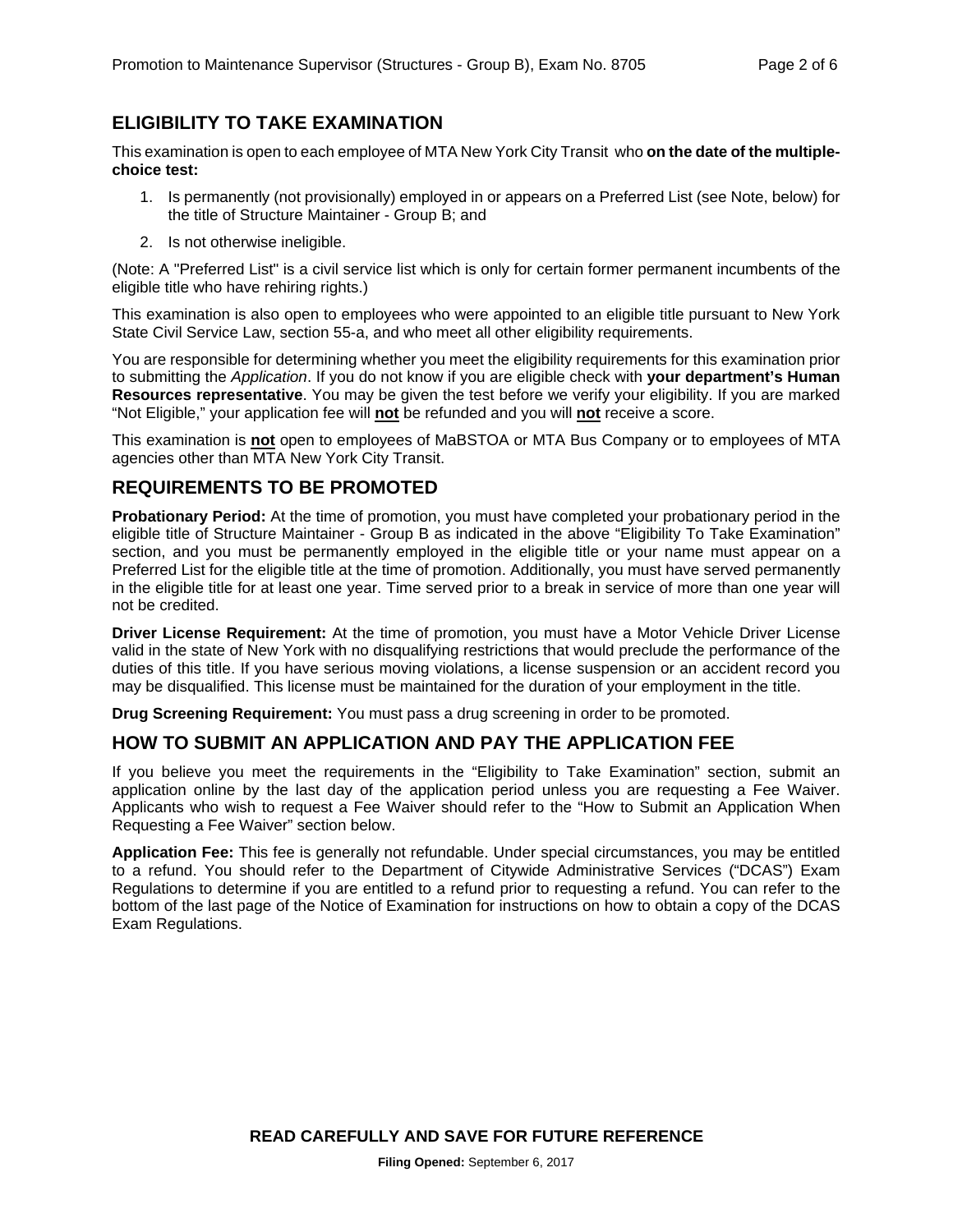## ELIGIBILITY TO TAKE EXAMINATION

This examination is open to each employee of MTA New York City Transit who **on the date of the multiple-choice test:**

1. Is permanently (not provisionally) employed in or appears on a Preferred List (see Note, below) for the title of Structure Maintainer - Group B; and
2. Is not otherwise ineligible.

(Note: A "Preferred List" is a civil service list which is only for certain former permanent incumbents of the eligible title who have rehiring rights.)

This examination is also open to employees who were appointed to an eligible title pursuant to New York State Civil Service Law, section 55-a, and who meet all other eligibility requirements.

You are responsible for determining whether you meet the eligibility requirements for this examination prior to submitting the *Application*. If you do not know if you are eligible check with **your department's Human Resources representative**. You may be given the test before we verify your eligibility. If you are marked "Not Eligible," your application fee will **not** be refunded and you will **not** receive a score.

This examination is **not** open to employees of MaBSTOA or MTA Bus Company or to employees of MTA agencies other than MTA New York City Transit.

## REQUIREMENTS TO BE PROMOTED

**Probationary Period:** At the time of promotion, you must have completed your probationary period in the eligible title of Structure Maintainer - Group B as indicated in the above "Eligibility To Take Examination" section, and you must be permanently employed in the eligible title or your name must appear on a Preferred List for the eligible title at the time of promotion. Additionally, you must have served permanently in the eligible title for at least one year. Time served prior to a break in service of more than one year will not be credited.

**Driver License Requirement:** At the time of promotion, you must have a Motor Vehicle Driver License valid in the state of New York with no disqualifying restrictions that would preclude the performance of the duties of this title. If you have serious moving violations, a license suspension or an accident record you may be disqualified. This license must be maintained for the duration of your employment in the title.

**Drug Screening Requirement:** You must pass a drug screening in order to be promoted.

## HOW TO SUBMIT AN APPLICATION AND PAY THE APPLICATION FEE

If you believe you meet the requirements in the "Eligibility to Take Examination" section, submit an application online by the last day of the application period unless you are requesting a Fee Waiver. Applicants who wish to request a Fee Waiver should refer to the "How to Submit an Application When Requesting a Fee Waiver" section below.

**Application Fee:** This fee is generally not refundable. Under special circumstances, you may be entitled to a refund. You should refer to the Department of Citywide Administrative Services ("DCAS") Exam Regulations to determine if you are entitled to a refund prior to requesting a refund. You can refer to the bottom of the last page of the Notice of Examination for instructions on how to obtain a copy of the DCAS Exam Regulations.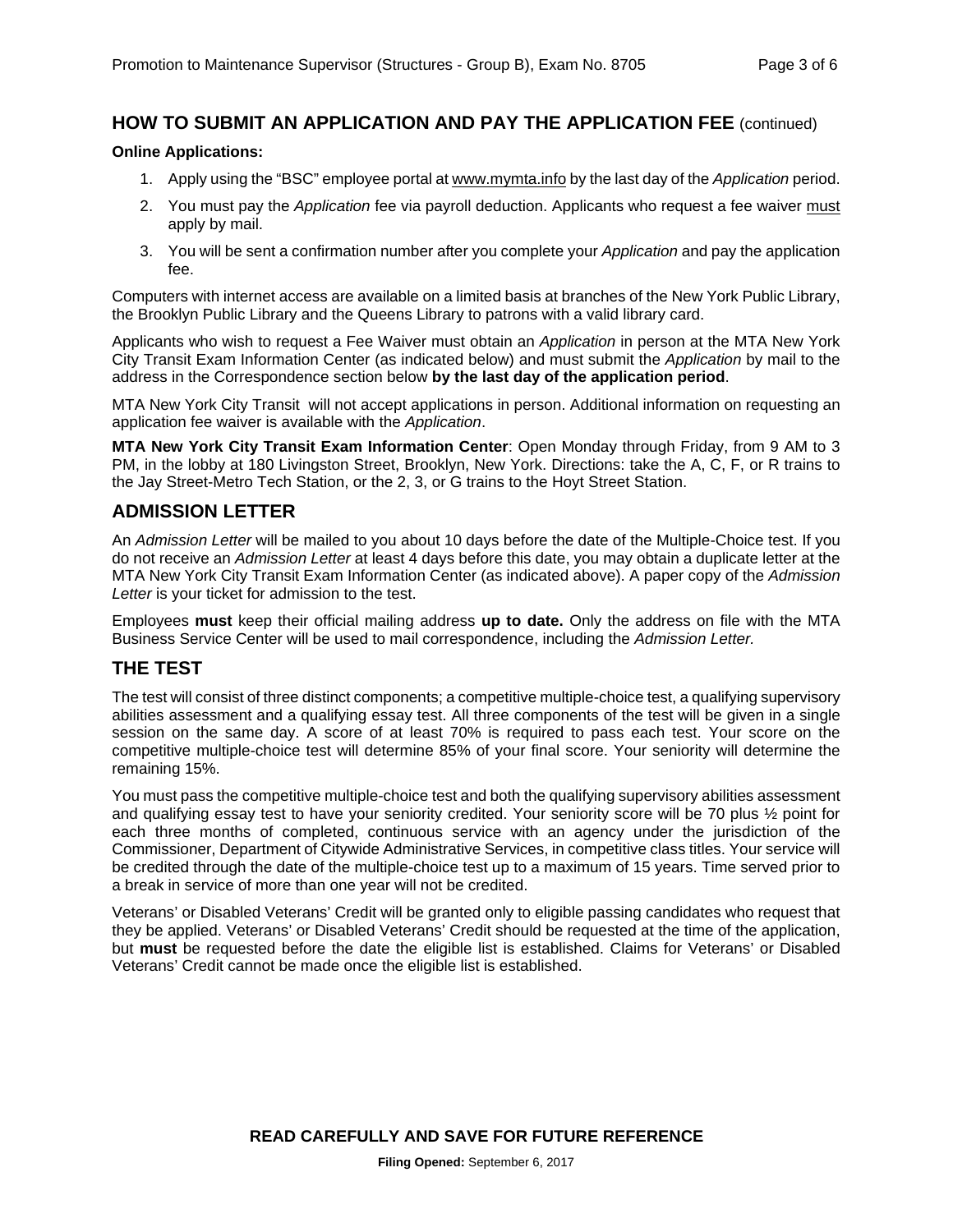## HOW TO SUBMIT AN APPLICATION AND PAY THE APPLICATION FEE (continued)

**Online Applications:**

1. Apply using the "BSC" employee portal at www.mymta.info by the last day of the *Application* period.
2. You must pay the *Application* fee via payroll deduction. Applicants who request a fee waiver must apply by mail.
3. You will be sent a confirmation number after you complete your *Application* and pay the application fee.

Computers with internet access are available on a limited basis at branches of the New York Public Library, the Brooklyn Public Library and the Queens Library to patrons with a valid library card.

Applicants who wish to request a Fee Waiver must obtain an *Application* in person at the MTA New York City Transit Exam Information Center (as indicated below) and must submit the *Application* by mail to the address in the Correspondence section below **by the last day of the application period**.

MTA New York City Transit will not accept applications in person. Additional information on requesting an application fee waiver is available with the *Application*.

**MTA New York City Transit Exam Information Center**: Open Monday through Friday, from 9 AM to 3 PM, in the lobby at 180 Livingston Street, Brooklyn, New York. Directions: take the A, C, F, or R trains to the Jay Street-Metro Tech Station, or the 2, 3, or G trains to the Hoyt Street Station.

## ADMISSION LETTER

An *Admission Letter* will be mailed to you about 10 days before the date of the Multiple-Choice test. If you do not receive an *Admission Letter* at least 4 days before this date, you may obtain a duplicate letter at the MTA New York City Transit Exam Information Center (as indicated above). A paper copy of the *Admission Letter* is your ticket for admission to the test.

Employees **must** keep their official mailing address **up to date.** Only the address on file with the MTA Business Service Center will be used to mail correspondence, including the *Admission Letter.*

## THE TEST

The test will consist of three distinct components; a competitive multiple-choice test, a qualifying supervisory abilities assessment and a qualifying essay test. All three components of the test will be given in a single session on the same day. A score of at least 70% is required to pass each test. Your score on the competitive multiple-choice test will determine 85% of your final score. Your seniority will determine the remaining 15%.

You must pass the competitive multiple-choice test and both the qualifying supervisory abilities assessment and qualifying essay test to have your seniority credited. Your seniority score will be 70 plus ½ point for each three months of completed, continuous service with an agency under the jurisdiction of the Commissioner, Department of Citywide Administrative Services, in competitive class titles. Your service will be credited through the date of the multiple-choice test up to a maximum of 15 years. Time served prior to a break in service of more than one year will not be credited.

Veterans' or Disabled Veterans' Credit will be granted only to eligible passing candidates who request that they be applied. Veterans' or Disabled Veterans' Credit should be requested at the time of the application, but **must** be requested before the date the eligible list is established. Claims for Veterans' or Disabled Veterans' Credit cannot be made once the eligible list is established.

**READ CAREFULLY AND SAVE FOR FUTURE REFERENCE**

**Filing Opened:** September 6, 2017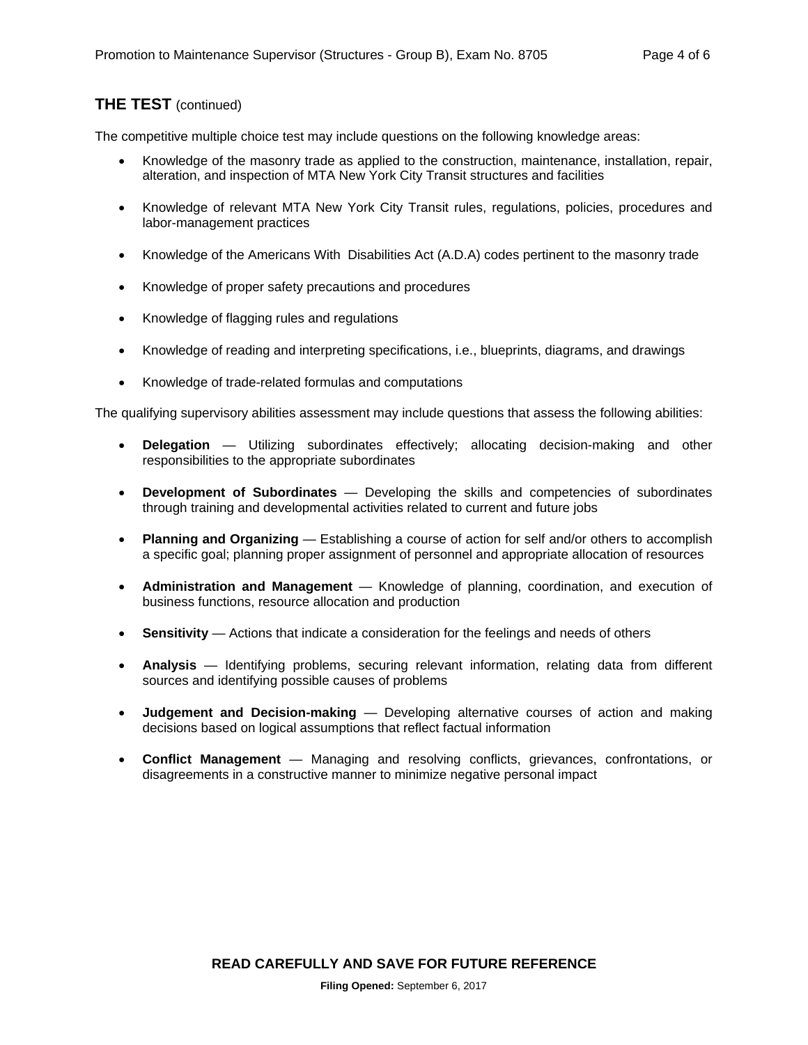## THE TEST (continued)

The competitive multiple choice test may include questions on the following knowledge areas:

- Knowledge of the masonry trade as applied to the construction, maintenance, installation, repair, alteration, and inspection of MTA New York City Transit structures and facilities
- Knowledge of relevant MTA New York City Transit rules, regulations, policies, procedures and labor-management practices
- Knowledge of the Americans With Disabilities Act (A.D.A) codes pertinent to the masonry trade
- Knowledge of proper safety precautions and procedures
- Knowledge of flagging rules and regulations
- Knowledge of reading and interpreting specifications, i.e., blueprints, diagrams, and drawings
- Knowledge of trade-related formulas and computations

The qualifying supervisory abilities assessment may include questions that assess the following abilities:

- **Delegation** — Utilizing subordinates effectively; allocating decision-making and other responsibilities to the appropriate subordinates
- **Development of Subordinates** — Developing the skills and competencies of subordinates through training and developmental activities related to current and future jobs
- **Planning and Organizing** — Establishing a course of action for self and/or others to accomplish a specific goal; planning proper assignment of personnel and appropriate allocation of resources
- **Administration and Management** — Knowledge of planning, coordination, and execution of business functions, resource allocation and production
- **Sensitivity** — Actions that indicate a consideration for the feelings and needs of others
- **Analysis** — Identifying problems, securing relevant information, relating data from different sources and identifying possible causes of problems
- **Judgement and Decision-making** — Developing alternative courses of action and making decisions based on logical assumptions that reflect factual information
- **Conflict Management** — Managing and resolving conflicts, grievances, confrontations, or disagreements in a constructive manner to minimize negative personal impact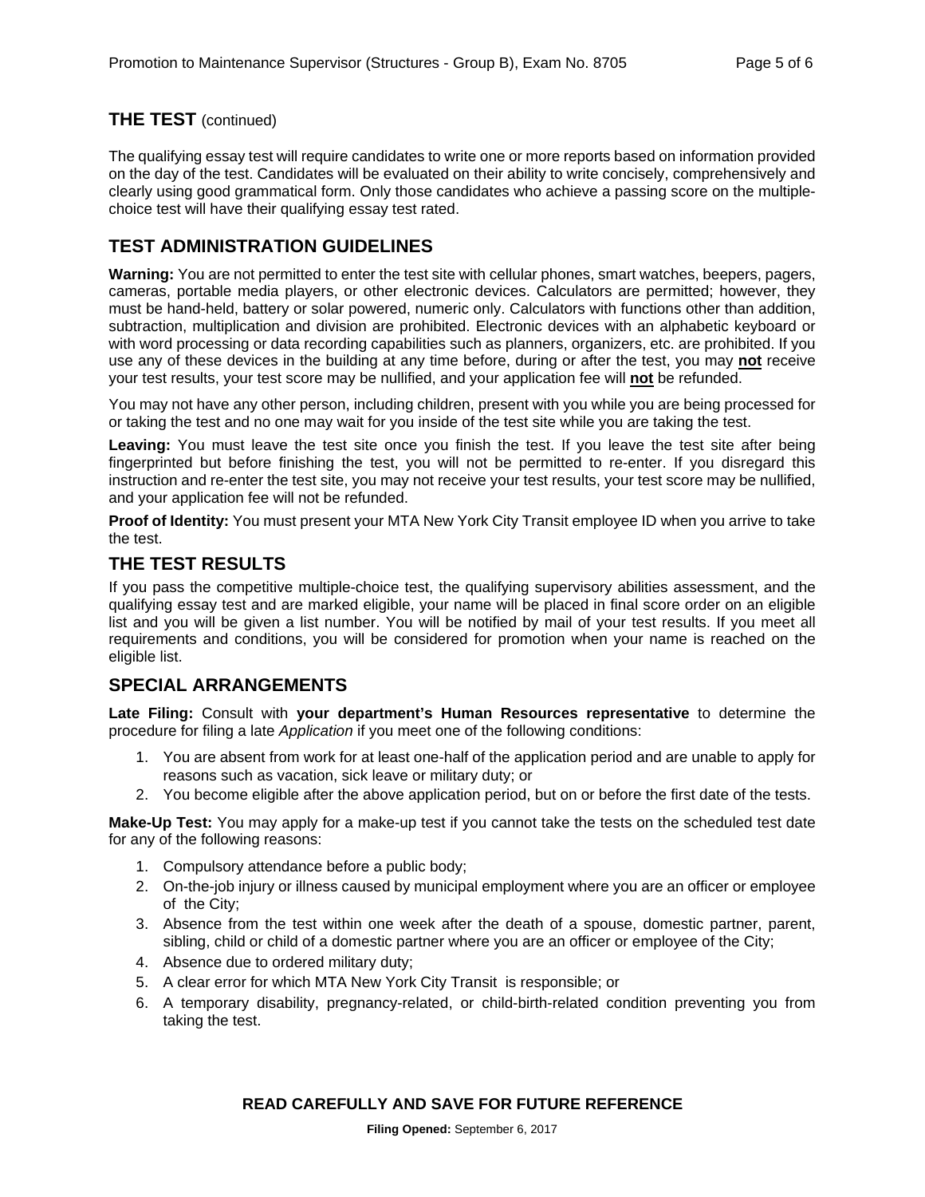## THE TEST (continued)

The qualifying essay test will require candidates to write one or more reports based on information provided on the day of the test. Candidates will be evaluated on their ability to write concisely, comprehensively and clearly using good grammatical form. Only those candidates who achieve a passing score on the multiple-choice test will have their qualifying essay test rated.

## TEST ADMINISTRATION GUIDELINES

**Warning:** You are not permitted to enter the test site with cellular phones, smart watches, beepers, pagers, cameras, portable media players, or other electronic devices. Calculators are permitted; however, they must be hand-held, battery or solar powered, numeric only. Calculators with functions other than addition, subtraction, multiplication and division are prohibited. Electronic devices with an alphabetic keyboard or with word processing or data recording capabilities such as planners, organizers, etc. are prohibited. If you use any of these devices in the building at any time before, during or after the test, you may **not** receive your test results, your test score may be nullified, and your application fee will **not** be refunded.

You may not have any other person, including children, present with you while you are being processed for or taking the test and no one may wait for you inside of the test site while you are taking the test.

**Leaving:** You must leave the test site once you finish the test. If you leave the test site after being fingerprinted but before finishing the test, you will not be permitted to re-enter. If you disregard this instruction and re-enter the test site, you may not receive your test results, your test score may be nullified, and your application fee will not be refunded.

**Proof of Identity:** You must present your MTA New York City Transit employee ID when you arrive to take the test.

## THE TEST RESULTS

If you pass the competitive multiple-choice test, the qualifying supervisory abilities assessment, and the qualifying essay test and are marked eligible, your name will be placed in final score order on an eligible list and you will be given a list number. You will be notified by mail of your test results. If you meet all requirements and conditions, you will be considered for promotion when your name is reached on the eligible list.

## SPECIAL ARRANGEMENTS

**Late Filing:** Consult with **your department's Human Resources representative** to determine the procedure for filing a late *Application* if you meet one of the following conditions:

1. You are absent from work for at least one-half of the application period and are unable to apply for reasons such as vacation, sick leave or military duty; or
2. You become eligible after the above application period, but on or before the first date of the tests.

**Make-Up Test:** You may apply for a make-up test if you cannot take the tests on the scheduled test date for any of the following reasons:

1. Compulsory attendance before a public body;
2. On-the-job injury or illness caused by municipal employment where you are an officer or employee of the City;
3. Absence from the test within one week after the death of a spouse, domestic partner, parent, sibling, child or child of a domestic partner where you are an officer or employee of the City;
4. Absence due to ordered military duty;
5. A clear error for which MTA New York City Transit is responsible; or
6. A temporary disability, pregnancy-related, or child-birth-related condition preventing you from taking the test.

**READ CAREFULLY AND SAVE FOR FUTURE REFERENCE**

**Filing Opened:** September 6, 2017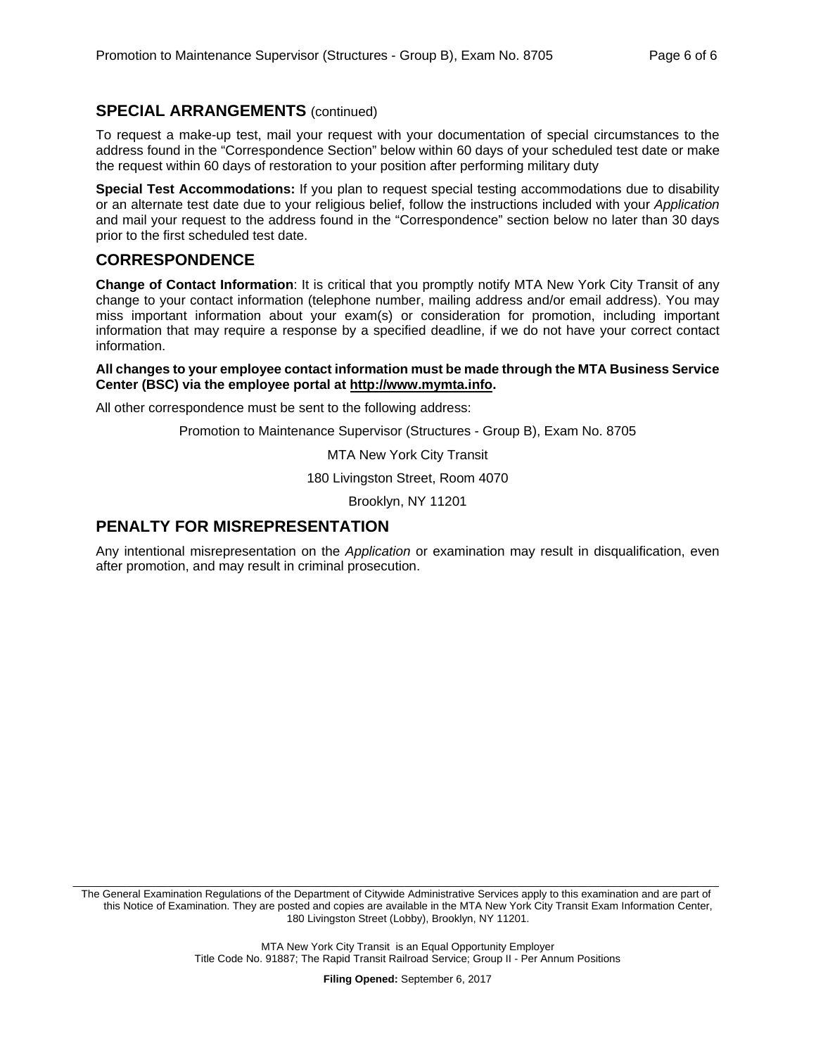## SPECIAL ARRANGEMENTS (continued)

To request a make-up test, mail your request with your documentation of special circumstances to the address found in the "Correspondence Section" below within 60 days of your scheduled test date or make the request within 60 days of restoration to your position after performing military duty

**Special Test Accommodations:** If you plan to request special testing accommodations due to disability or an alternate test date due to your religious belief, follow the instructions included with your *Application* and mail your request to the address found in the "Correspondence" section below no later than 30 days prior to the first scheduled test date.

## CORRESPONDENCE

**Change of Contact Information**: It is critical that you promptly notify MTA New York City Transit of any change to your contact information (telephone number, mailing address and/or email address). You may miss important information about your exam(s) or consideration for promotion, including important information that may require a response by a specified deadline, if we do not have your correct contact information.

**All changes to your employee contact information must be made through the MTA Business Service Center (BSC) via the employee portal at http://www.mymta.info.**

All other correspondence must be sent to the following address:

Promotion to Maintenance Supervisor (Structures - Group B), Exam No. 8705

MTA New York City Transit

180 Livingston Street, Room 4070

Brooklyn, NY 11201

## PENALTY FOR MISREPRESENTATION

Any intentional misrepresentation on the *Application* or examination may result in disqualification, even after promotion, and may result in criminal prosecution.

The General Examination Regulations of the Department of Citywide Administrative Services apply to this examination and are part of this Notice of Examination. They are posted and copies are available in the MTA New York City Transit Exam Information Center, 180 Livingston Street (Lobby), Brooklyn, NY 11201.

MTA New York City Transit is an Equal Opportunity Employer
Title Code No. 91887; The Rapid Transit Railroad Service; Group II - Per Annum Positions

**Filing Opened:** September 6, 2017